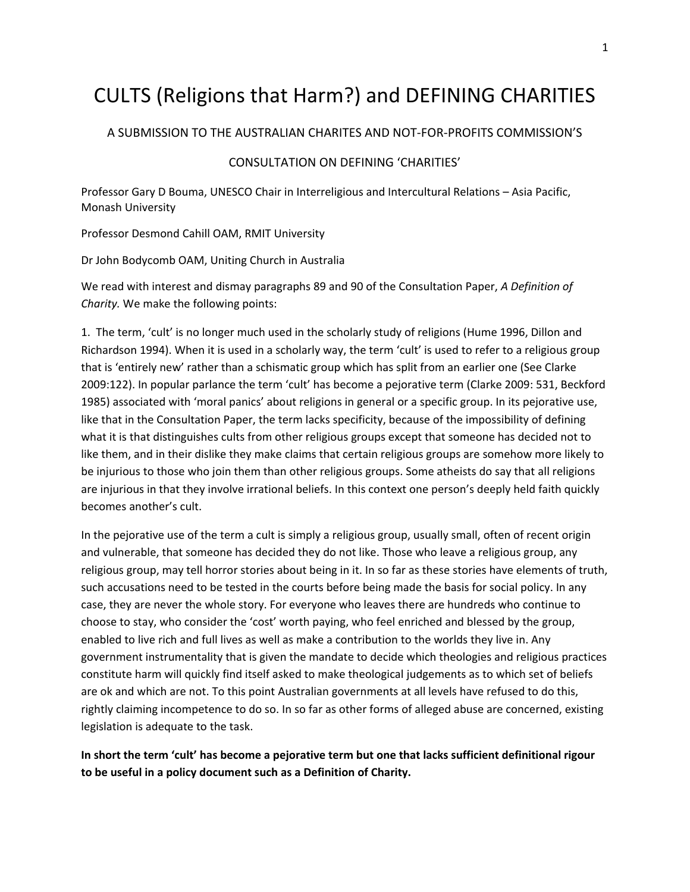# CULTS (Religions that Harm?) and DEFINING CHARITIES

A SUBMISSION TO THE AUSTRALIAN CHARITES AND NOT-FOR-PROFITS COMMISSION'S

CONSULTATION ON DEFINING 'CHARITIES'

Professor Gary D Bouma, UNESCO Chair in Interreligious and Intercultural Relations – Asia Pacific, Monash University

Professor Desmond Cahill OAM, RMIT University

Dr John Bodycomb OAM, Uniting Church in Australia

We read with interest and dismay paragraphs 89 and 90 of the Consultation Paper, *A Definition of Charity.* We make the following points:

1. The term, 'cult' is no longer much used in the scholarly study of religions (Hume 1996, Dillon and Richardson 1994). When it is used in a scholarly way, the term 'cult' is used to refer to a religious group that is 'entirely new' rather than a schismatic group which has split from an earlier one (See Clarke 2009:122). In popular parlance the term 'cult' has become a pejorative term (Clarke 2009: 531, Beckford 1985) associated with 'moral panics' about religions in general or a specific group. In its pejorative use, like that in the Consultation Paper, the term lacks specificity, because of the impossibility of defining what it is that distinguishes cults from other religious groups except that someone has decided not to like them, and in their dislike they make claims that certain religious groups are somehow more likely to be injurious to those who join them than other religious groups. Some atheists do say that all religions are injurious in that they involve irrational beliefs. In this context one person's deeply held faith quickly becomes another's cult.

In the pejorative use of the term a cult is simply a religious group, usually small, often of recent origin and vulnerable, that someone has decided they do not like. Those who leave a religious group, any religious group, may tell horror stories about being in it. In so far as these stories have elements of truth, such accusations need to be tested in the courts before being made the basis for social policy. In any case, they are never the whole story. For everyone who leaves there are hundreds who continue to choose to stay, who consider the 'cost' worth paying, who feel enriched and blessed by the group, enabled to live rich and full lives as well as make a contribution to the worlds they live in. Any government instrumentality that is given the mandate to decide which theologies and religious practices constitute harm will quickly find itself asked to make theological judgements as to which set of beliefs are ok and which are not. To this point Australian governments at all levels have refused to do this, rightly claiming incompetence to do so. In so far as other forms of alleged abuse are concerned, existing legislation is adequate to the task.

**In short the term 'cult' has become a pejorative term but one that lacks sufficient definitional rigour to be useful in a policy document such as a Definition of Charity.**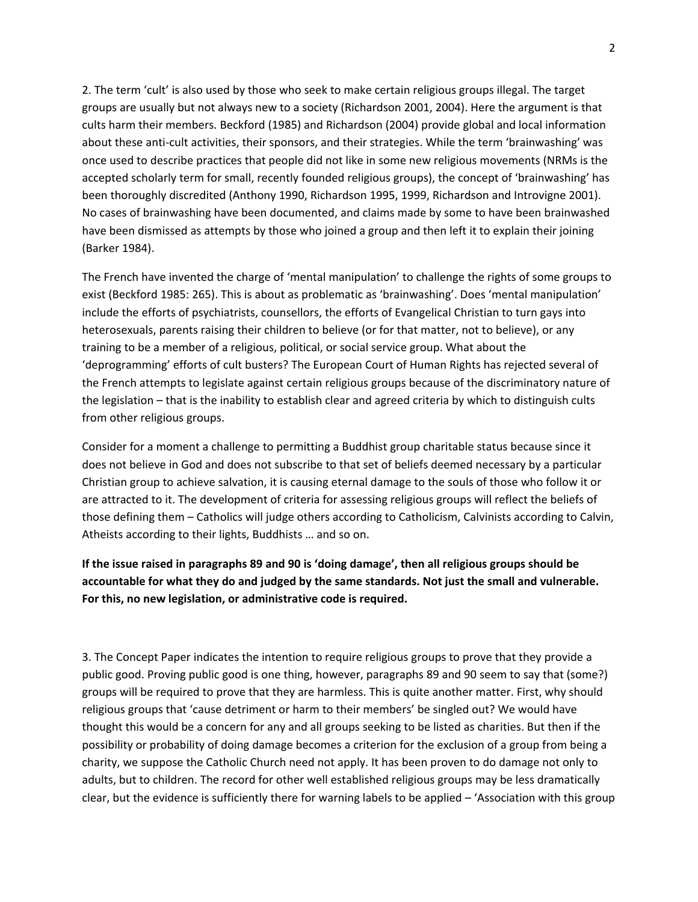2. The term 'cult' is also used by those who seek to make certain religious groups illegal. The target groups are usually but not always new to a society (Richardson 2001, 2004). Here the argument is that cults harm their members. Beckford (1985) and Richardson (2004) provide global and local information about these anti-cult activities, their sponsors, and their strategies. While the term 'brainwashing' was once used to describe practices that people did not like in some new religious movements (NRMs is the accepted scholarly term for small, recently founded religious groups), the concept of 'brainwashing' has been thoroughly discredited (Anthony 1990, Richardson 1995, 1999, Richardson and Introvigne 2001). No cases of brainwashing have been documented, and claims made by some to have been brainwashed have been dismissed as attempts by those who joined a group and then left it to explain their joining (Barker 1984).

The French have invented the charge of 'mental manipulation' to challenge the rights of some groups to exist (Beckford 1985: 265). This is about as problematic as 'brainwashing'. Does 'mental manipulation' include the efforts of psychiatrists, counsellors, the efforts of Evangelical Christian to turn gays into heterosexuals, parents raising their children to believe (or for that matter, not to believe), or any training to be a member of a religious, political, or social service group. What about the 'deprogramming' efforts of cult busters? The European Court of Human Rights has rejected several of the French attempts to legislate against certain religious groups because of the discriminatory nature of the legislation – that is the inability to establish clear and agreed criteria by which to distinguish cults from other religious groups.

Consider for a moment a challenge to permitting a Buddhist group charitable status because since it does not believe in God and does not subscribe to that set of beliefs deemed necessary by a particular Christian group to achieve salvation, it is causing eternal damage to the souls of those who follow it or are attracted to it. The development of criteria for assessing religious groups will reflect the beliefs of those defining them – Catholics will judge others according to Catholicism, Calvinists according to Calvin, Atheists according to their lights, Buddhists … and so on.

**If the issue raised in paragraphs 89 and 90 is 'doing damage', then all religious groups should be accountable for what they do and judged by the same standards. Not just the small and vulnerable. For this, no new legislation, or administrative code is required.**

3. The Concept Paper indicates the intention to require religious groups to prove that they provide a public good. Proving public good is one thing, however, paragraphs 89 and 90 seem to say that (some?) groups will be required to prove that they are harmless. This is quite another matter. First, why should religious groups that 'cause detriment or harm to their members' be singled out? We would have thought this would be a concern for any and all groups seeking to be listed as charities. But then if the possibility or probability of doing damage becomes a criterion for the exclusion of a group from being a charity, we suppose the Catholic Church need not apply. It has been proven to do damage not only to adults, but to children. The record for other well established religious groups may be less dramatically clear, but the evidence is sufficiently there for warning labels to be applied – 'Association with this group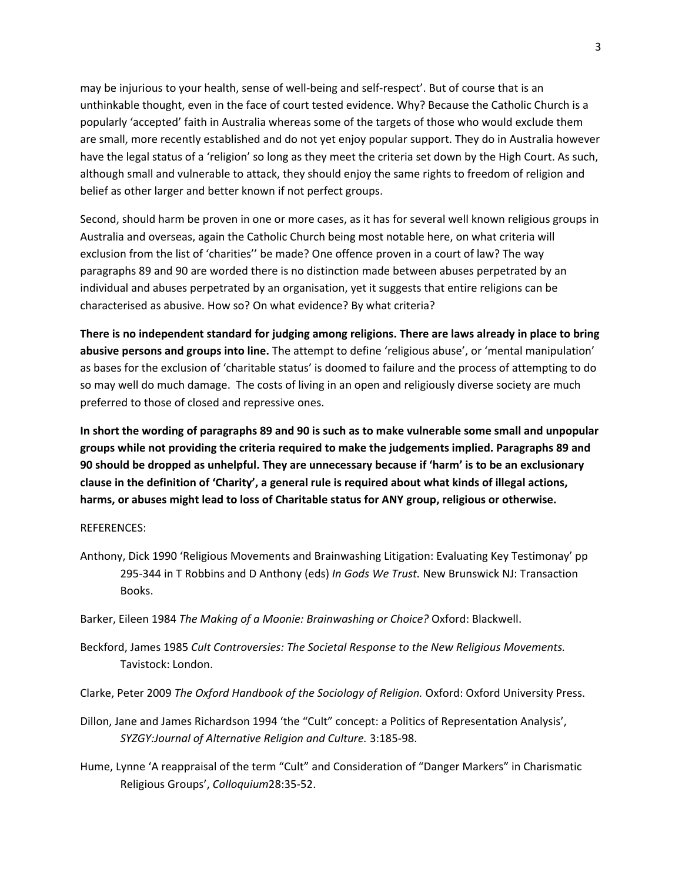may be injurious to your health, sense of well-being and self-respect'. But of course that is an unthinkable thought, even in the face of court tested evidence. Why? Because the Catholic Church is a popularly 'accepted' faith in Australia whereas some of the targets of those who would exclude them are small, more recently established and do not yet enjoy popular support. They do in Australia however have the legal status of a 'religion' so long as they meet the criteria set down by the High Court. As such, although small and vulnerable to attack, they should enjoy the same rights to freedom of religion and belief as other larger and better known if not perfect groups.

Second, should harm be proven in one or more cases, as it has for several well known religious groups in Australia and overseas, again the Catholic Church being most notable here, on what criteria will exclusion from the list of 'charities'' be made? One offence proven in a court of law? The way paragraphs 89 and 90 are worded there is no distinction made between abuses perpetrated by an individual and abuses perpetrated by an organisation, yet it suggests that entire religions can be characterised as abusive. How so? On what evidence? By what criteria?

**There is no independent standard for judging among religions. There are laws already in place to bring abusive persons and groups into line.** The attempt to define 'religious abuse', or 'mental manipulation' as bases for the exclusion of 'charitable status' is doomed to failure and the process of attempting to do so may well do much damage. The costs of living in an open and religiously diverse society are much preferred to those of closed and repressive ones.

**In short the wording of paragraphs 89 and 90 is such as to make vulnerable some small and unpopular groups while not providing the criteria required to make the judgements implied. Paragraphs 89 and 90 should be dropped as unhelpful. They are unnecessary because if 'harm' is to be an exclusionary clause in the definition of 'Charity', a general rule is required about what kinds of illegal actions, harms, or abuses might lead to loss of Charitable status for ANY group, religious or otherwise.**

REFERENCES:

Anthony, Dick 1990 'Religious Movements and Brainwashing Litigation: Evaluating Key Testimonay' pp 295-344 in T Robbins and D Anthony (eds) *In Gods We Trust.* New Brunswick NJ: Transaction Books.

Barker, Eileen 1984 *The Making of a Moonie: Brainwashing or Choice?* Oxford: Blackwell.

Beckford, James 1985 *Cult Controversies: The Societal Response to the New Religious Movements.* Tavistock: London.

Clarke, Peter 2009 *The Oxford Handbook of the Sociology of Religion.* Oxford: Oxford University Press.

Dillon, Jane and James Richardson 1994 'the "Cult" concept: a Politics of Representation Analysis', *SYZGY:Journal of Alternative Religion and Culture.* 3:185-98.

Hume, Lynne 'A reappraisal of the term "Cult" and Consideration of "Danger Markers" in Charismatic Religious Groups', *Colloquium*28:35-52.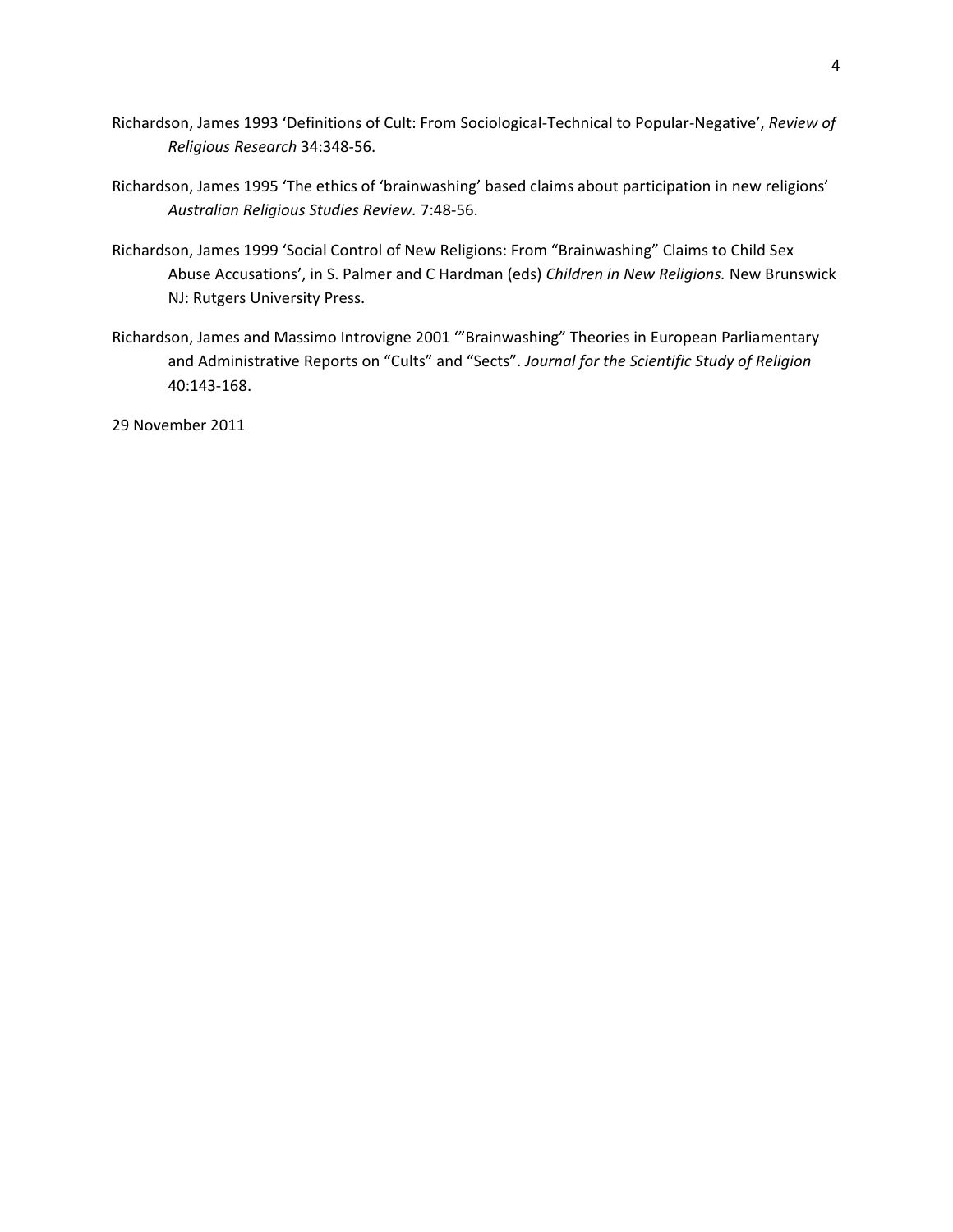Richardson, James 1993 'Definitions of Cult: From Sociological-Technical to Popular-Negative', *Review of Religious Research* 34:348-56.

Richardson, James 1995 'The ethics of 'brainwashing' based claims about participation in new religions' *Australian Religious Studies Review.* 7:48-56.

Richardson, James 1999 'Social Control of New Religions: From "Brainwashing" Claims to Child Sex Abuse Accusations', in S. Palmer and C Hardman (eds) *Children in New Religions.* New Brunswick NJ: Rutgers University Press.

Richardson, James and Massimo Introvigne 2001 '"Brainwashing" Theories in European Parliamentary and Administrative Reports on "Cults" and "Sects". *Journal for the Scientific Study of Religion* 40:143-168.

29 November 2011